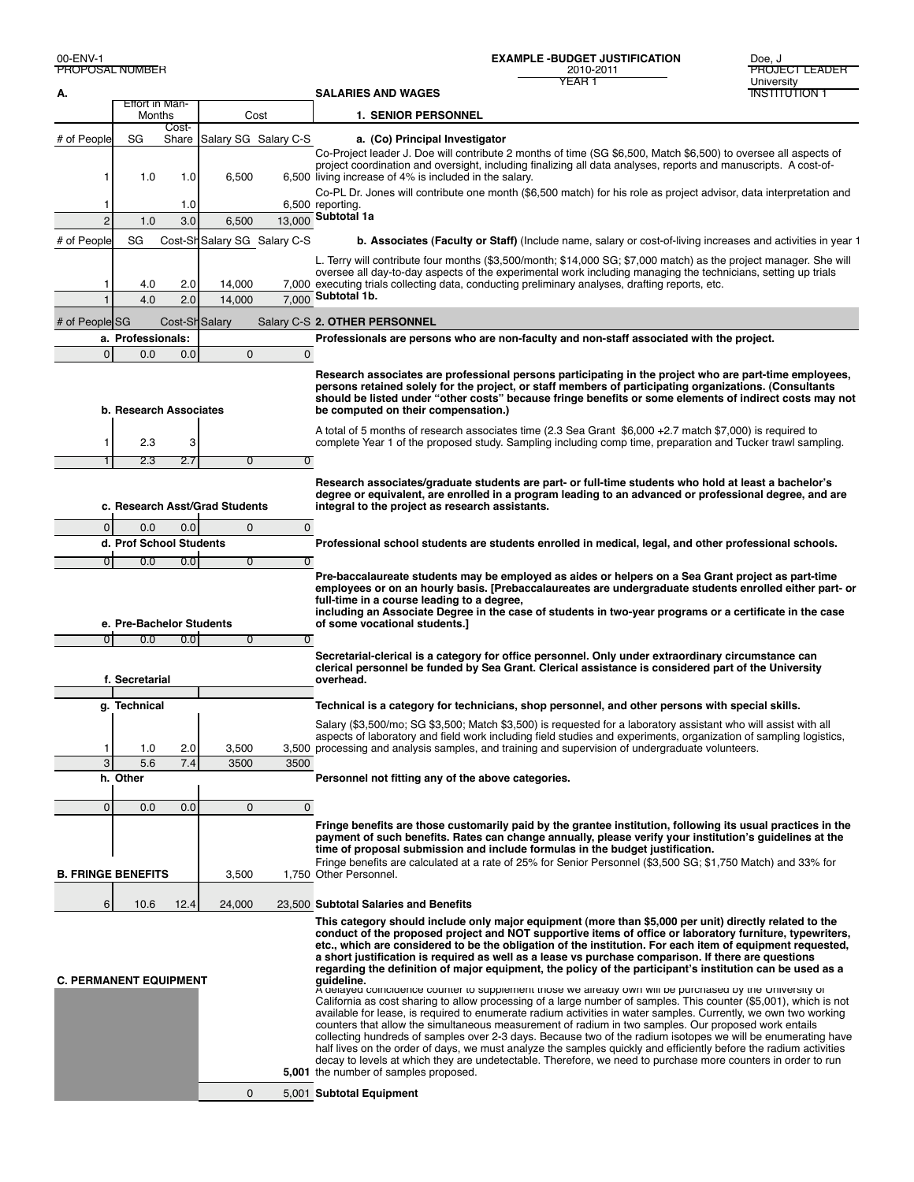00-ENV-1
PROPOSAL NUMBER

**EXAMPLE -BUDGET JUSTIFICATION**
2010-2011
YEAR 1

Doe, J
PROJECT LEADER
University
INSTITUTION 1

| A. | Effort in Man-Months | | Cost | | SALARIES AND WAGES |
|---|---|---|---|---|---|
| | | | | | **1. SENIOR PERSONNEL** |
| # of People | SG | Cost-Share | Salary SG | Salary C-S | **a. (Co) Principal Investigator** |
| 1 | 1.0 | 1.0 | 6,500 | 6,500 | Co-Project leader J. Doe will contribute 2 months of time (SG $6,500, Match $6,500) to oversee all aspects of project coordination and oversight, including finalizing all data analyses, reports and manuscripts. A cost-of-living increase of 4% is included in the salary. |
| 1 | | 1.0 | | 6,500 | Co-PL Dr. Jones will contribute one month ($6,500 match) for his role as project advisor, data interpretation and reporting. |
| 2 | 1.0 | 3.0 | 6,500 | 13,000 | **Subtotal 1a** |
| # of People | SG | Cost-Sh | Salary SG | Salary C-S | **b. Associates (Faculty or Staff)** (Include name, salary or cost-of-living increases and activities in year 1 |
| 1 | 4.0 | 2.0 | 14,000 | 7,000 | L. Terry will contribute four months ($3,500/month; $14,000 SG; $7,000 match) as the project manager. She will oversee all day-to-day aspects of the experimental work including managing the technicians, setting up trials executing trials collecting data, conducting preliminary analyses, drafting reports, etc. |
| 1 | 4.0 | 2.0 | 14,000 | 7,000 | **Subtotal 1b.** |
| # of People | SG | Cost-Sh | Salary | Salary C-S | **2. OTHER PERSONNEL** |
| **a. Professionals:** | | | | | **Professionals are persons who are non-faculty and non-staff associated with the project.** |
| 0 | 0.0 | 0.0 | 0 | 0 | |
| **b. Research Associates** | | | | | **Research associates are professional persons participating in the project who are part-time employees, persons retained solely for the project, or staff members of participating organizations. (Consultants should be listed under "other costs" because fringe benefits or some elements of indirect costs may not be computed on their compensation.)** |
| 1 | 2.3 | 3 | | | A total of 5 months of research associates time (2.3 Sea Grant $6,000 +2.7 match $7,000) is required to complete Year 1 of the proposed study. Sampling including comp time, preparation and Tucker trawl sampling. |
| 1 | 2.3 | 2.7 | 0 | 0 | |
| **c. Research Asst/Grad Students** | | | | | **Research associates/graduate students are part- or full-time students who hold at least a bachelor's degree or equivalent, are enrolled in a program leading to an advanced or professional degree, and are integral to the project as research assistants.** |
| 0 | 0.0 | 0.0 | 0 | 0 | |
| **d. Prof School Students** | | | | | **Professional school students are students enrolled in medical, legal, and other professional schools.** |
| 0 | 0.0 | 0.0 | 0 | 0 | |
| **e. Pre-Bachelor Students** | | | | | **Pre-baccalaureate students may be employed as aides or helpers on a Sea Grant project as part-time employees or on an hourly basis. [Prebaccalaureates are undergraduate students enrolled either part- or full-time in a course leading to a degree, including an Associate Degree in the case of students in two-year programs or a certificate in the case of some vocational students.]** |
| 0 | 0.0 | 0.0 | 0 | 0 | |
| **f. Secretarial** | | | | | **Secretarial-clerical is a category for office personnel. Only under extraordinary circumstance can clerical personnel be funded by Sea Grant. Clerical assistance is considered part of the University overhead.** |
| **g. Technical** | | | | | **Technical is a category for technicians, shop personnel, and other persons with special skills.** |
| 1 | 1.0 | 2.0 | 3,500 | 3,500 | Salary ($3,500/mo; SG $3,500; Match $3,500) is requested for a laboratory assistant who will assist with all aspects of laboratory and field work including field studies and experiments, organization of sampling logistics, processing and analysis samples, and training and supervision of undergraduate volunteers. |
| 3 | 5.6 | 7.4 | 3500 | 3500 | |
| **h. Other** | | | | | **Personnel not fitting any of the above categories.** |
| 0 | 0.0 | 0.0 | 0 | 0 | |
| **B. FRINGE BENEFITS** | | | 3,500 | 1,750 | **Fringe benefits are those customarily paid by the grantee institution, following its usual practices in the payment of such benefits. Rates can change annually, please verify your institution's guidelines at the time of proposal submission and include formulas in the budget justification.** Fringe benefits are calculated at a rate of 25% for Senior Personnel ($3,500 SG; $1,750 Match) and 33% for Other Personnel. |
| 6 | 10.6 | 12.4 | 24,000 | 23,500 | **Subtotal Salaries and Benefits** |
| **C. PERMANENT EQUIPMENT** | | | | | **This category should include only major equipment (more than $5,000 per unit) directly related to the conduct of the proposed project and NOT supportive items of office or laboratory furniture, typewriters, etc., which are considered to be the obligation of the institution. For each item of equipment requested, a short justification is required as well as a lease vs purchase comparison. If there are questions regarding the definition of major equipment, the policy of the participant's institution can be used as a guideline.** |
| | | | | **5,001** | A delayed coincidence counter to supplement those we already own will be purchased by the University of California as cost sharing to allow processing of a large number of samples. This counter ($5,001), which is not available for lease, is required to enumerate radium activities in water samples. Currently, we own two working counters that allow the simultaneous measurement of radium in two samples. Our proposed work entails collecting hundreds of samples over 2-3 days. Because two of the radium isotopes we will be enumerating have half lives on the order of days, we must analyze the samples quickly and efficiently before the radium activities decay to levels at which they are undetectable. Therefore, we need to purchase more counters in order to run the number of samples proposed. |
| | | | 0 | 5,001 | **Subtotal Equipment** |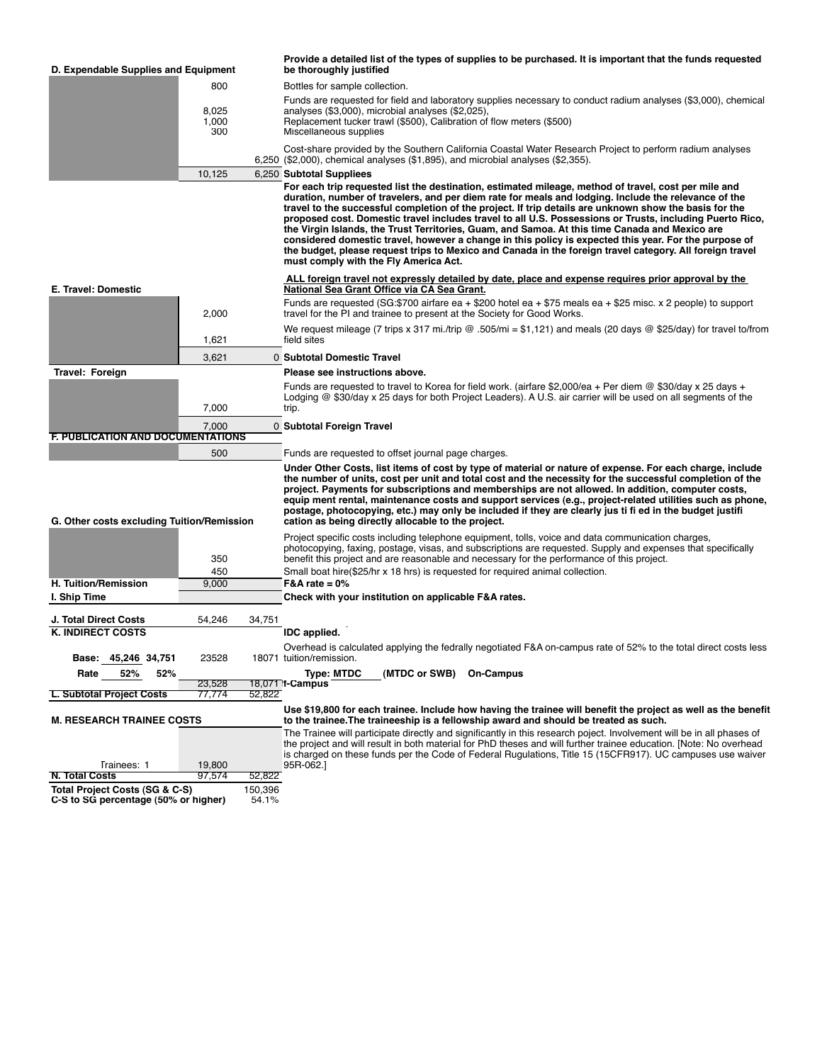| | SG | C-S | |
|---|---|---|---|
| **D. Expendable Supplies and Equipment** | | | **Provide a detailed list of the types of supplies to be purchased. It is important that the funds requested be thoroughly justified** |
| | 800 | | Bottles for sample collection. |
| | 8,025 | | Funds are requested for field and laboratory supplies necessary to conduct radium analyses ($3,000), chemical analyses ($3,000), microbial analyses ($2,025), |
| | 1,000 | | Replacement tucker trawl ($500), Calibration of flow meters ($500) |
| | 300 | | Miscellaneous supplies |
| | | 6,250 | Cost-share provided by the Southern California Coastal Water Research Project to perform radium analyses ($2,000), chemical analyses ($1,895), and microbial analyses ($2,355). |
| | 10,125 | 6,250 | **Subtotal Suppliees** |
| | | | **For each trip requested list the destination, estimated mileage, method of travel, cost per mile and duration, number of travelers, and per diem rate for meals and lodging. Include the relevance of the travel to the successful completion of the project. If trip details are unknown show the basis for the proposed cost. Domestic travel includes travel to all U.S. Possessions or Trusts, including Puerto Rico, the Virgin Islands, the Trust Territories, Guam, and Samoa. At this time Canada and Mexico are considered domestic travel, however a change in this policy is expected this year. For the purpose of the budget, please request trips to Mexico and Canada in the foreign travel category. All foreign travel must comply with the Fly America Act.** |
| **E. Travel: Domestic** | | | **ALL foreign travel not expressly detailed by date, place and expense requires prior approval by the National Sea Grant Office via CA Sea Grant.** |
| | 2,000 | | Funds are requested (SG:$700 airfare ea + $200 hotel ea + $75 meals ea + $25 misc. x 2 people) to support travel for the PI and trainee to present at the Society for Good Works. |
| | 1,621 | | We request mileage (7 trips x 317 mi./trip @ .505/mi = $1,121) and meals (20 days @ $25/day) for travel to/from field sites |
| | 3,621 | 0 | **Subtotal Domestic Travel** |
| **Travel: Foreign** | | | **Please see instructions above.** |
| | 7,000 | | Funds are requested to travel to Korea for field work. (airfare $2,000/ea + Per diem @ $30/day x 25 days + Lodging @ $30/day x 25 days for both Project Leaders). A U.S. air carrier will be used on all segments of the trip. |
| | 7,000 | 0 | **Subtotal Foreign Travel** |
| **F. PUBLICATION AND DOCUMENTATIONS** | | | |
| | 500 | | Funds are requested to offset journal page charges. |
| **G. Other costs excluding Tuition/Remission** | | | **Under Other Costs, list items of cost by type of material or nature of expense. For each charge, include the number of units, cost per unit and total cost and the necessity for the successful completion of the project. Payments for subscriptions and memberships are not allowed. In addition, computer costs, equip ment rental, maintenance costs and support services (e.g., project-related utilities such as phone, postage, photocopying, etc.) may only be included if they are clearly jus ti fi ed in the budget justifi cation as being directly allocable to the project.** |
| | 350 | | Project specific costs including telephone equipment, tolls, voice and data communication charges, photocopying, faxing, postage, visas, and subscriptions are requested. Supply and expenses that specifically benefit this project and are reasonable and necessary for the performance of this project. |
| | 450 | | Small boat hire($25/hr x 18 hrs) is requested for required animal collection. |
| **H. Tuition/Remission** | 9,000 | | **F&A rate = 0%** |
| **I. Ship Time** | | | **Check with your institution on applicable F&A rates.** |
| **J. Total Direct Costs** | 54,246 | 34,751 | |
| **K. INDIRECT COSTS** | | | **IDC applied.** |
| **Base: 45,246 34,751** | 23528 | 18071 | Overhead is calculated applying the fedrally negotiated F&A on-campus rate of 52% to the total direct costs less tuition/remission. |
| **Rate 52% 52%** | 23,528 | 18,071 | **Type: MTDC (MTDC or SWB) On-Campus** |
| **L. Subtotal Project Costs** | 77,774 | 52,822 | |
| **M. RESEARCH TRAINEE COSTS** | | | **Use $19,800 for each trainee. Include how having the trainee will benefit the project as well as the benefit to the trainee.The traineeship is a fellowship award and should be treated as such.** |
| Trainees: 1 | 19,800 | | The Trainee will participate directly and significantly in this research poject. Involvement will be in all phases of the project and will result in both material for PhD theses and will further trainee education. [Note: No overhead is charged on these funds per the Code of Federal Rugulations, Title 15 (15CFR917). UC campuses use waiver 95R-062.] |
| **N. Total Costs** | 97,574 | 52,822 | |
| **Total Project Costs (SG & C-S)** | | 150,396 | |
| **C-S to SG percentage (50% or higher)** | | 54.1% | |